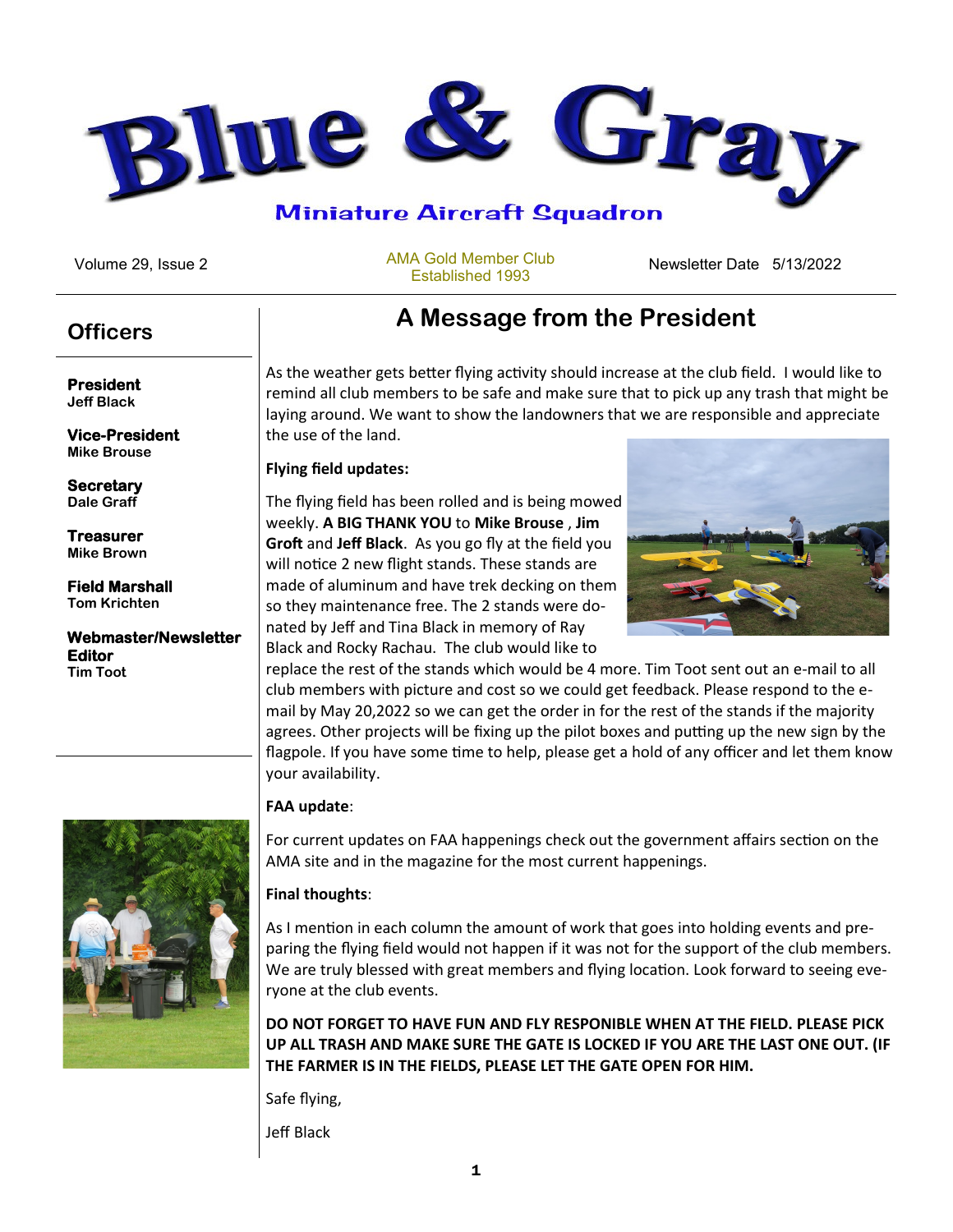# Blue & Gray

## Miniature Aircraft Squadron

Volume 29, Issue 2 | AMA Gold Member Club Established 1993 | Newsletter Date 5/13/2022

## Officers

**President**
Jeff Black

**Vice-President**
Mike Brouse

**Secretary**
Dale Graff

**Treasurer**
Mike Brown

**Field Marshall**
Tom Krichten

**Webmaster/Newsletter Editor**
Tim Toot

## A Message from the President

As the weather gets better flying activity should increase at the club field. I would like to remind all club members to be safe and make sure that to pick up any trash that might be laying around. We want to show the landowners that we are responsible and appreciate the use of the land.

**Flying field updates:**

The flying field has been rolled and is being mowed weekly. **A BIG THANK YOU** to **Mike Brouse** , **Jim Groft** and **Jeff Black**. As you go fly at the field you will notice 2 new flight stands. These stands are made of aluminum and have trek decking on them so they maintenance free. The 2 stands were donated by Jeff and Tina Black in memory of Ray Black and Rocky Rachau. The club would like to replace the rest of the stands which would be 4 more. Tim Toot sent out an e-mail to all club members with picture and cost so we could get feedback. Please respond to the e-mail by May 20,2022 so we can get the order in for the rest of the stands if the majority agrees. Other projects will be fixing up the pilot boxes and putting up the new sign by the flagpole. If you have some time to help, please get a hold of any officer and let them know your availability.

**FAA update**:

For current updates on FAA happenings check out the government affairs section on the AMA site and in the magazine for the most current happenings.

**Final thoughts**:

As I mention in each column the amount of work that goes into holding events and preparing the flying field would not happen if it was not for the support of the club members. We are truly blessed with great members and flying location. Look forward to seeing everyone at the club events.

**DO NOT FORGET TO HAVE FUN AND FLY RESPONIBLE WHEN AT THE FIELD. PLEASE PICK UP ALL TRASH AND MAKE SURE THE GATE IS LOCKED IF YOU ARE THE LAST ONE OUT. (IF THE FARMER IS IN THE FIELDS, PLEASE LET THE GATE OPEN FOR HIM.**

Safe flying,

Jeff Black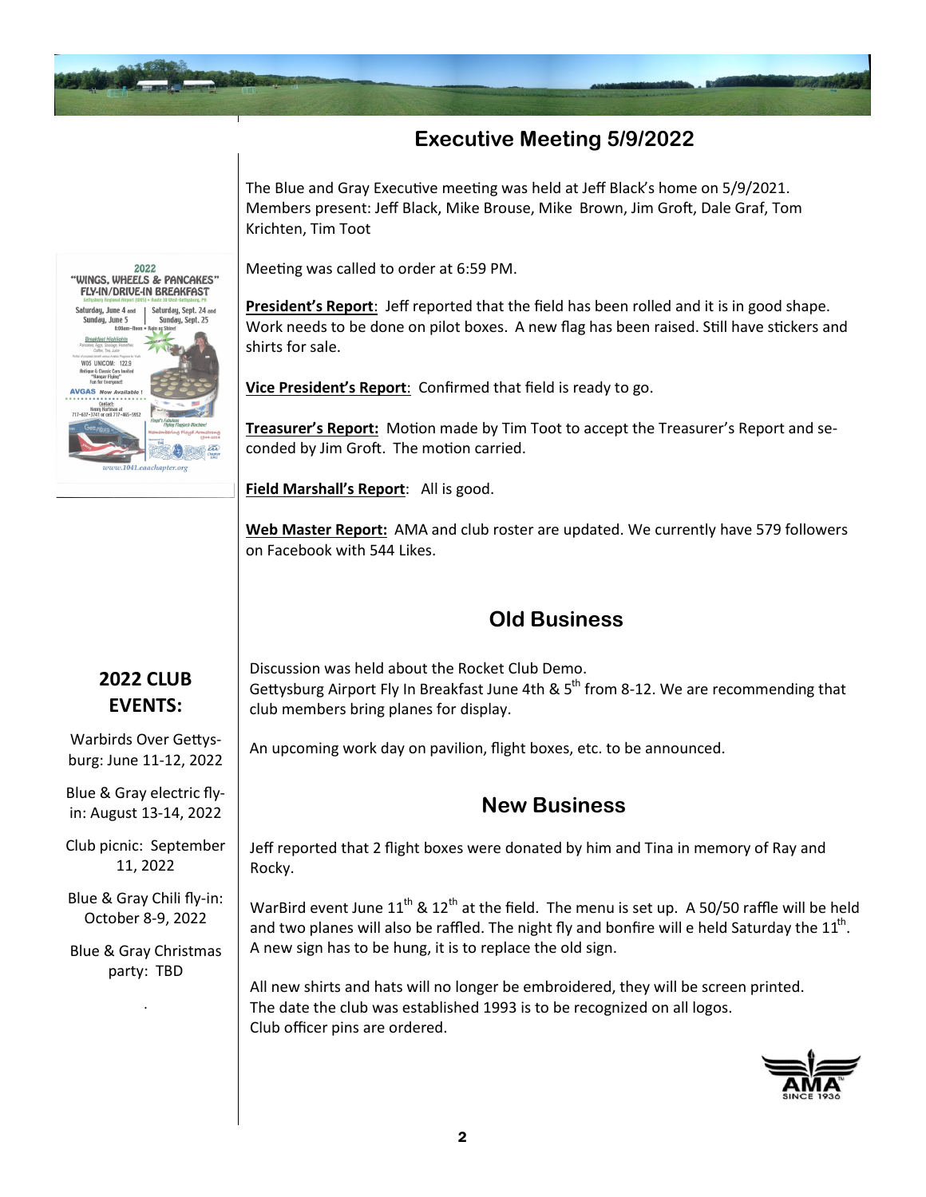## Executive Meeting 5/9/2022

The Blue and Gray Executive meeting was held at Jeff Black's home on 5/9/2021. Members present: Jeff Black, Mike Brouse, Mike Brown, Jim Groft, Dale Graf, Tom Krichten, Tim Toot

Meeting was called to order at 6:59 PM.

**President's Report**: Jeff reported that the field has been rolled and it is in good shape. Work needs to be done on pilot boxes. A new flag has been raised. Still have stickers and shirts for sale.

**Vice President's Report**: Confirmed that field is ready to go.

**Treasurer's Report:** Motion made by Tim Toot to accept the Treasurer's Report and seconded by Jim Groft. The motion carried.

**Field Marshall's Report**: All is good.

**Web Master Report:** AMA and club roster are updated. We currently have 579 followers on Facebook with 544 Likes.

## Old Business

Discussion was held about the Rocket Club Demo.
Gettysburg Airport Fly In Breakfast June 4th & 5th from 8-12. We are recommending that club members bring planes for display.

An upcoming work day on pavilion, flight boxes, etc. to be announced.

## New Business

Jeff reported that 2 flight boxes were donated by him and Tina in memory of Ray and Rocky.

WarBird event June 11th & 12th at the field. The menu is set up. A 50/50 raffle will be held and two planes will also be raffled. The night fly and bonfire will e held Saturday the 11th. A new sign has to be hung, it is to replace the old sign.

All new shirts and hats will no longer be embroidered, they will be screen printed.
The date the club was established 1993 is to be recognized on all logos.
Club officer pins are ordered.

### 2022 CLUB EVENTS:

Warbirds Over Gettysburg: June 11-12, 2022

Blue & Gray electric fly-in: August 13-14, 2022

Club picnic: September 11, 2022

Blue & Gray Chili fly-in: October 8-9, 2022

Blue & Gray Christmas party: TBD